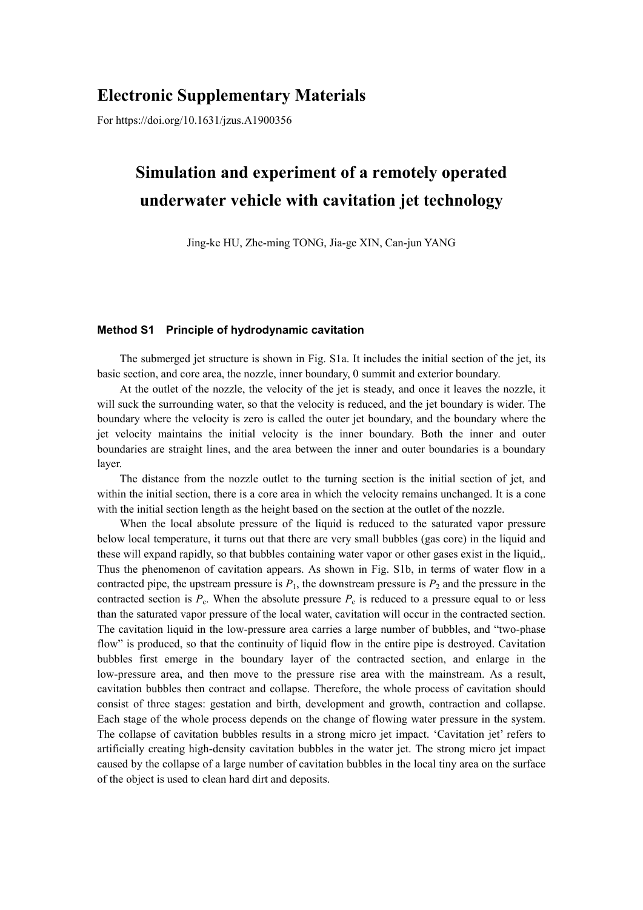## Electronic Supplementary Materials

For https://doi.org/10.1631/jzus.A1900356

# Simulation and experiment of a remotely operated underwater vehicle with cavitation jet technology

Jing-ke HU, Zhe-ming TONG, Jia-ge XIN, Can-jun YANG

### Method S1 Principle of hydrodynamic cavitation

The submerged jet structure is shown in Fig. S1a. It includes the initial section of the jet, its basic section, and core area, the nozzle, inner boundary, 0 summit and exterior boundary.

At the outlet of the nozzle, the velocity of the jet is steady, and once it leaves the nozzle, it will suck the surrounding water, so that the velocity is reduced, and the jet boundary is wider. The boundary where the velocity is zero is called the outer jet boundary, and the boundary where the jet velocity maintains the initial velocity is the inner boundary. Both the inner and outer boundaries are straight lines, and the area between the inner and outer boundaries is a boundary layer.

The distance from the nozzle outlet to the turning section is the initial section of jet, and within the initial section, there is a core area in which the velocity remains unchanged. It is a cone with the initial section length as the height based on the section at the outlet of the nozzle.

When the local absolute pressure of the liquid is reduced to the saturated vapor pressure below local temperature, it turns out that there are very small bubbles (gas core) in the liquid and these will expand rapidly, so that bubbles containing water vapor or other gases exist in the liquid,. Thus the phenomenon of cavitation appears. As shown in Fig. S1b, in terms of water flow in a contracted pipe, the upstream pressure is $P_1$, the downstream pressure is $P_2$ and the pressure in the contracted section is $P_c$. When the absolute pressure $P_c$ is reduced to a pressure equal to or less than the saturated vapor pressure of the local water, cavitation will occur in the contracted section. The cavitation liquid in the low-pressure area carries a large number of bubbles, and "two-phase flow" is produced, so that the continuity of liquid flow in the entire pipe is destroyed. Cavitation bubbles first emerge in the boundary layer of the contracted section, and enlarge in the low-pressure area, and then move to the pressure rise area with the mainstream. As a result, cavitation bubbles then contract and collapse. Therefore, the whole process of cavitation should consist of three stages: gestation and birth, development and growth, contraction and collapse. Each stage of the whole process depends on the change of flowing water pressure in the system. The collapse of cavitation bubbles results in a strong micro jet impact. 'Cavitation jet' refers to artificially creating high-density cavitation bubbles in the water jet. The strong micro jet impact caused by the collapse of a large number of cavitation bubbles in the local tiny area on the surface of the object is used to clean hard dirt and deposits.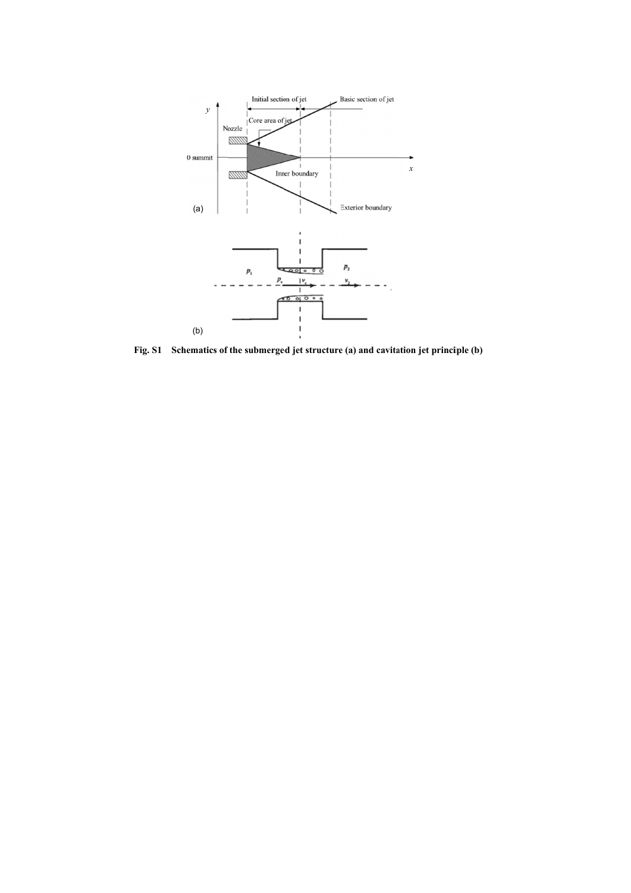Initial section of jet

Basic section of jet

y

Core area of jet

Nozzle

0 summit

x

Inner boundary

(a)

Exterior boundary

$p_1$

$p_2$

$p_c$

$v_c$

$v_2$

(b)

**Fig. S1 Schematics of the submerged jet structure (a) and cavitation jet principle (b)**